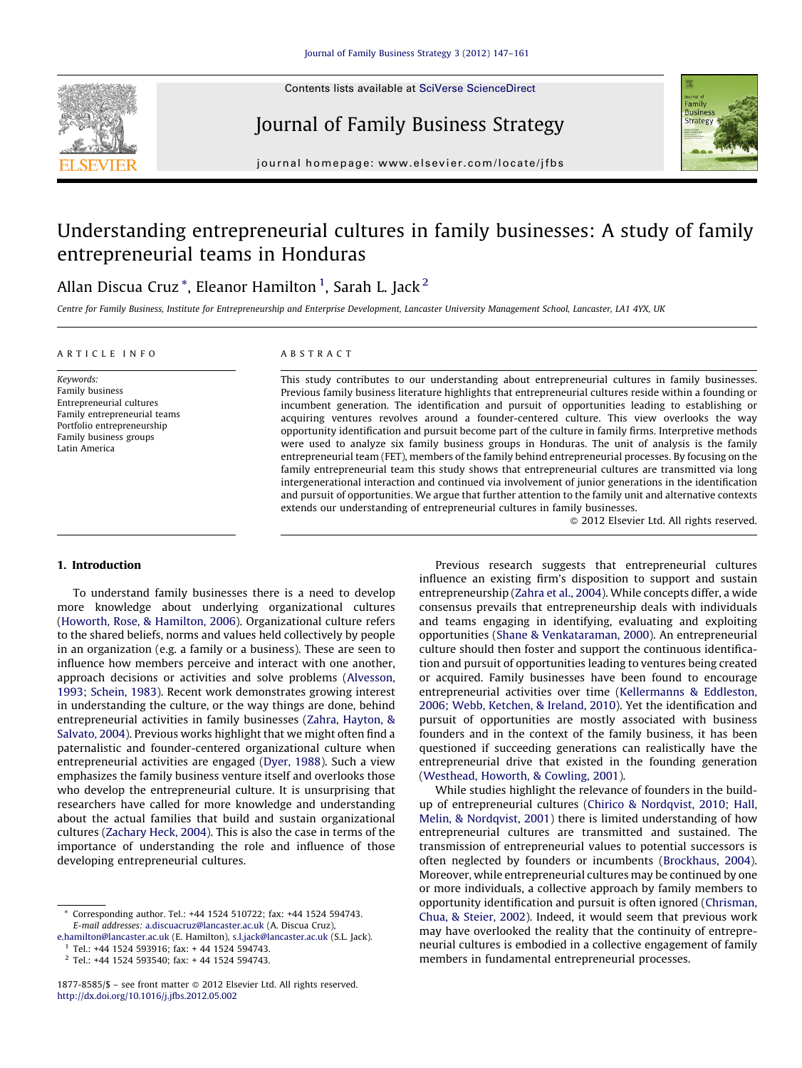# Understanding entrepreneurial cultures in family businesses: A study of family entrepreneurial teams in Honduras

Allan Discua Cruz *, Eleanor Hamilton [1], Sarah L. Jack [2]

*Centre for Family Business, Institute for Entrepreneurship and Enterprise Development, Lancaster University Management School, Lancaster, LA1 4YX, UK*

ARTICLE INFO

*Keywords:*
Family business
Entrepreneurial cultures
Family entrepreneurial teams
Portfolio entrepreneurship
Family business groups
Latin America

ABSTRACT

This study contributes to our understanding about entrepreneurial cultures in family businesses. Previous family business literature highlights that entrepreneurial cultures reside within a founding or incumbent generation. The identification and pursuit of opportunities leading to establishing or acquiring ventures revolves around a founder-centered culture. This view overlooks the way opportunity identification and pursuit become part of the culture in family firms. Interpretive methods were used to analyze six family business groups in Honduras. The unit of analysis is the family entrepreneurial team (FET), members of the family behind entrepreneurial processes. By focusing on the family entrepreneurial team this study shows that entrepreneurial cultures are transmitted via long intergenerational interaction and continued via involvement of junior generations in the identification and pursuit of opportunities. We argue that further attention to the family unit and alternative contexts extends our understanding of entrepreneurial cultures in family businesses.

© 2012 Elsevier Ltd. All rights reserved.

## 1. Introduction

To understand family businesses there is a need to develop more knowledge about underlying organizational cultures (Howorth, Rose, & Hamilton, 2006). Organizational culture refers to the shared beliefs, norms and values held collectively by people in an organization (e.g. a family or a business). These are seen to influence how members perceive and interact with one another, approach decisions or activities and solve problems (Alvesson, 1993; Schein, 1983). Recent work demonstrates growing interest in understanding the culture, or the way things are done, behind entrepreneurial activities in family businesses (Zahra, Hayton, & Salvato, 2004). Previous works highlight that we might often find a paternalistic and founder-centered organizational culture when entrepreneurial activities are engaged (Dyer, 1988). Such a view emphasizes the family business venture itself and overlooks those who develop the entrepreneurial culture. It is unsurprising that researchers have called for more knowledge and understanding about the actual families that build and sustain organizational cultures (Zachary Heck, 2004). This is also the case in terms of the importance of understanding the role and influence of those developing entrepreneurial cultures.

Previous research suggests that entrepreneurial cultures influence an existing firm's disposition to support and sustain entrepreneurship (Zahra et al., 2004). While concepts differ, a wide consensus prevails that entrepreneurship deals with individuals and teams engaging in identifying, evaluating and exploiting opportunities (Shane & Venkataraman, 2000). An entrepreneurial culture should then foster and support the continuous identification and pursuit of opportunities leading to ventures being created or acquired. Family businesses have been found to encourage entrepreneurial activities over time (Kellermanns & Eddleston, 2006; Webb, Ketchen, & Ireland, 2010). Yet the identification and pursuit of opportunities are mostly associated with business founders and in the context of the family business, it has been questioned if succeeding generations can realistically have the entrepreneurial drive that existed in the founding generation (Westhead, Howorth, & Cowling, 2001).

While studies highlight the relevance of founders in the build-up of entrepreneurial cultures (Chirico & Nordqvist, 2010; Hall, Melin, & Nordqvist, 2001) there is limited understanding of how entrepreneurial cultures are transmitted and sustained. The transmission of entrepreneurial values to potential successors is often neglected by founders or incumbents (Brockhaus, 2004). Moreover, while entrepreneurial cultures may be continued by one or more individuals, a collective approach by family members to opportunity identification and pursuit is often ignored (Chrisman, Chua, & Steier, 2002). Indeed, it would seem that previous work may have overlooked the reality that the continuity of entrepreneurial cultures is embodied in a collective engagement of family members in fundamental entrepreneurial processes.

---

* Corresponding author. Tel.: +44 1524 510722; fax: +44 1524 594743.
E-mail addresses: a.discuacruz@lancaster.ac.uk (A. Discua Cruz), e.hamilton@lancaster.ac.uk (E. Hamilton), s.l.jack@lancaster.ac.uk (S.L. Jack).

[1] Tel.: +44 1524 593916; fax: + 44 1524 594743.

[2] Tel.: +44 1524 593540; fax: + 44 1524 594743.

1877-8585/$ – see front matter © 2012 Elsevier Ltd. All rights reserved.
http://dx.doi.org/10.1016/j.jfbs.2012.05.002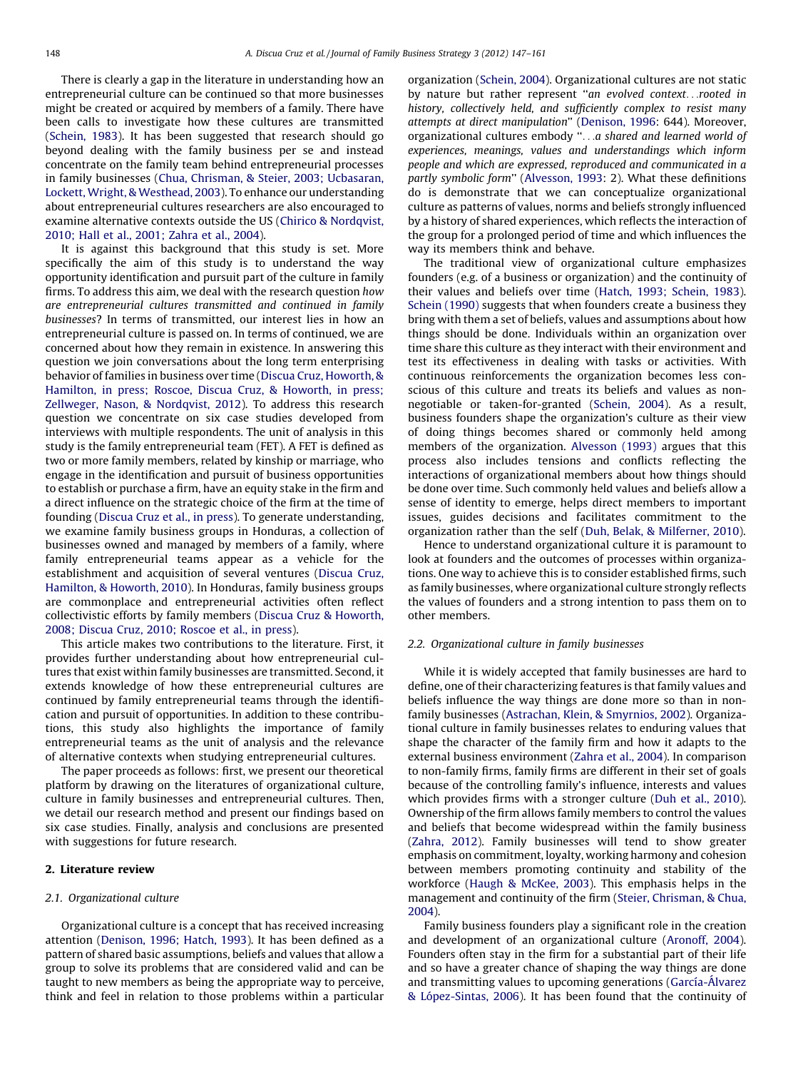There is clearly a gap in the literature in understanding how an entrepreneurial culture can be continued so that more businesses might be created or acquired by members of a family. There have been calls to investigate how these cultures are transmitted (Schein, 1983). It has been suggested that research should go beyond dealing with the family business per se and instead concentrate on the family team behind entrepreneurial processes in family businesses (Chua, Chrisman, & Steier, 2003; Ucbasaran, Lockett, Wright, & Westhead, 2003). To enhance our understanding about entrepreneurial cultures researchers are also encouraged to examine alternative contexts outside the US (Chirico & Nordqvist, 2010; Hall et al., 2001; Zahra et al., 2004).

It is against this background that this study is set. More specifically the aim of this study is to understand the way opportunity identification and pursuit part of the culture in family firms. To address this aim, we deal with the research question *how are entrepreneurial cultures transmitted and continued in family businesses*? In terms of transmitted, our interest lies in how an entrepreneurial culture is passed on. In terms of continued, we are concerned about how they remain in existence. In answering this question we join conversations about the long term enterprising behavior of families in business over time (Discua Cruz, Howorth, & Hamilton, in press; Roscoe, Discua Cruz, & Howorth, in press; Zellweger, Nason, & Nordqvist, 2012). To address this research question we concentrate on six case studies developed from interviews with multiple respondents. The unit of analysis in this study is the family entrepreneurial team (FET). A FET is defined as two or more family members, related by kinship or marriage, who engage in the identification and pursuit of business opportunities to establish or purchase a firm, have an equity stake in the firm and a direct influence on the strategic choice of the firm at the time of founding (Discua Cruz et al., in press). To generate understanding, we examine family business groups in Honduras, a collection of businesses owned and managed by members of a family, where family entrepreneurial teams appear as a vehicle for the establishment and acquisition of several ventures (Discua Cruz, Hamilton, & Howorth, 2010). In Honduras, family business groups are commonplace and entrepreneurial activities often reflect collectivistic efforts by family members (Discua Cruz & Howorth, 2008; Discua Cruz, 2010; Roscoe et al., in press).

This article makes two contributions to the literature. First, it provides further understanding about how entrepreneurial cultures that exist within family businesses are transmitted. Second, it extends knowledge of how these entrepreneurial cultures are continued by family entrepreneurial teams through the identification and pursuit of opportunities. In addition to these contributions, this study also highlights the importance of family entrepreneurial teams as the unit of analysis and the relevance of alternative contexts when studying entrepreneurial cultures.

The paper proceeds as follows: first, we present our theoretical platform by drawing on the literatures of organizational culture, culture in family businesses and entrepreneurial cultures. Then, we detail our research method and present our findings based on six case studies. Finally, analysis and conclusions are presented with suggestions for future research.

## 2. Literature review

### 2.1. Organizational culture

Organizational culture is a concept that has received increasing attention (Denison, 1996; Hatch, 1993). It has been defined as a pattern of shared basic assumptions, beliefs and values that allow a group to solve its problems that are considered valid and can be taught to new members as being the appropriate way to perceive, think and feel in relation to those problems within a particular organization (Schein, 2004). Organizational cultures are not static by nature but rather represent "*an evolved context...rooted in history, collectively held, and sufficiently complex to resist many attempts at direct manipulation*" (Denison, 1996: 644). Moreover, organizational cultures embody "*...a shared and learned world of experiences, meanings, values and understandings which inform people and which are expressed, reproduced and communicated in a partly symbolic form*" (Alvesson, 1993: 2). What these definitions do is demonstrate that we can conceptualize organizational culture as patterns of values, norms and beliefs strongly influenced by a history of shared experiences, which reflects the interaction of the group for a prolonged period of time and which influences the way its members think and behave.

The traditional view of organizational culture emphasizes founders (e.g. of a business or organization) and the continuity of their values and beliefs over time (Hatch, 1993; Schein, 1983). Schein (1990) suggests that when founders create a business they bring with them a set of beliefs, values and assumptions about how things should be done. Individuals within an organization over time share this culture as they interact with their environment and test its effectiveness in dealing with tasks or activities. With continuous reinforcements the organization becomes less conscious of this culture and treats its beliefs and values as non-negotiable or taken-for-granted (Schein, 2004). As a result, business founders shape the organization's culture as their view of doing things becomes shared or commonly held among members of the organization. Alvesson (1993) argues that this process also includes tensions and conflicts reflecting the interactions of organizational members about how things should be done over time. Such commonly held values and beliefs allow a sense of identity to emerge, helps direct members to important issues, guides decisions and facilitates commitment to the organization rather than the self (Duh, Belak, & Milferner, 2010).

Hence to understand organizational culture it is paramount to look at founders and the outcomes of processes within organizations. One way to achieve this is to consider established firms, such as family businesses, where organizational culture strongly reflects the values of founders and a strong intention to pass them on to other members.

### 2.2. Organizational culture in family businesses

While it is widely accepted that family businesses are hard to define, one of their characterizing features is that family values and beliefs influence the way things are done more so than in non-family businesses (Astrachan, Klein, & Smyrnios, 2002). Organizational culture in family businesses relates to enduring values that shape the character of the family firm and how it adapts to the external business environment (Zahra et al., 2004). In comparison to non-family firms, family firms are different in their set of goals because of the controlling family's influence, interests and values which provides firms with a stronger culture (Duh et al., 2010). Ownership of the firm allows family members to control the values and beliefs that become widespread within the family business (Zahra, 2012). Family businesses will tend to show greater emphasis on commitment, loyalty, working harmony and cohesion between members promoting continuity and stability of the workforce (Haugh & McKee, 2003). This emphasis helps in the management and continuity of the firm (Steier, Chrisman, & Chua, 2004).

Family business founders play a significant role in the creation and development of an organizational culture (Aronoff, 2004). Founders often stay in the firm for a substantial part of their life and so have a greater chance of shaping the way things are done and transmitting values to upcoming generations (García-Álvarez & López-Sintas, 2006). It has been found that the continuity of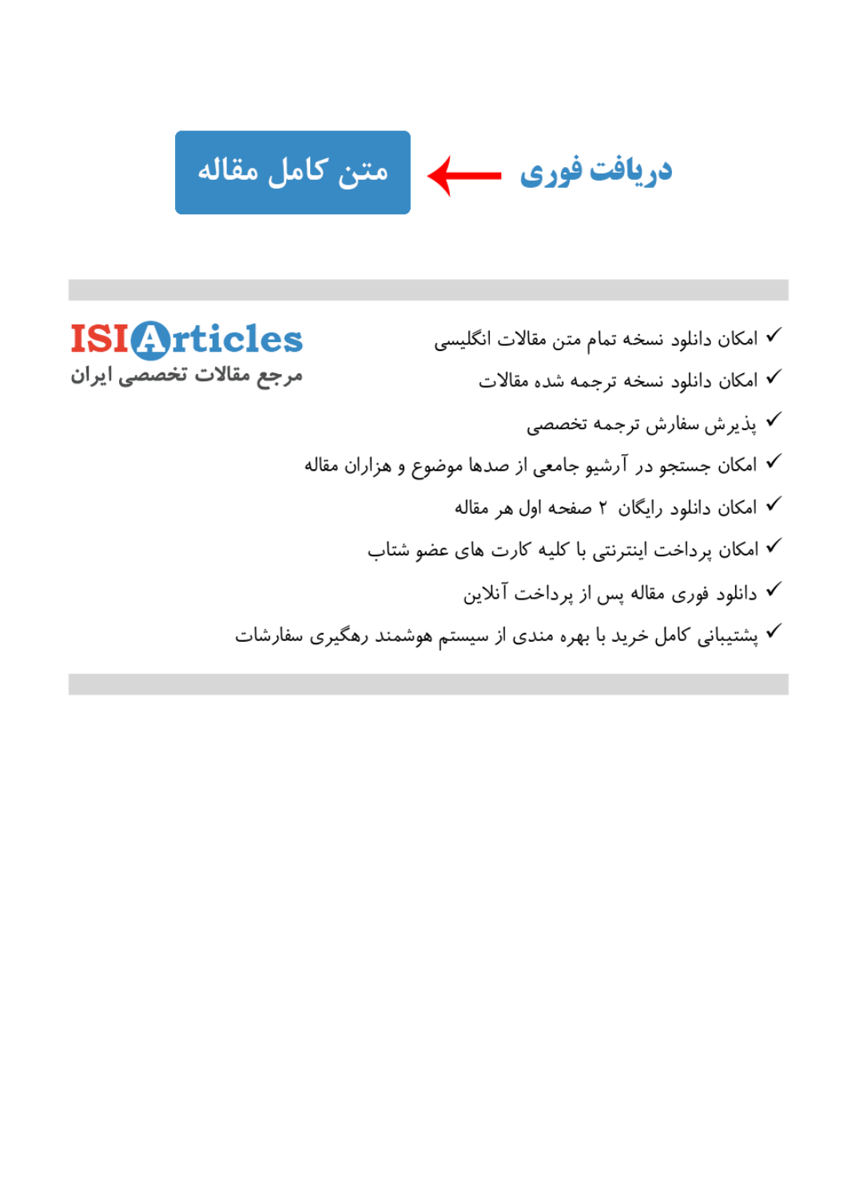دریافت فوری ← متن کامل مقاله

**ISIArticles**
مرجع مقالات تخصصی ایران

- ✓ امکان دانلود نسخه تمام متن مقالات انگلیسی
- ✓ امکان دانلود نسخه ترجمه شده مقالات
- ✓ پذیرش سفارش ترجمه تخصصی
- ✓ امکان جستجو در آرشیو جامعی از صدها موضوع و هزاران مقاله
- ✓ امکان دانلود رایگان ۲ صفحه اول هر مقاله
- ✓ امکان پرداخت اینترنتی با کلیه کارت های عضو شتاب
- ✓ دانلود فوری مقاله پس از پرداخت آنلاین
- ✓ پشتیبانی کامل خرید با بهره مندی از سیستم هوشمند رهگیری سفارشات